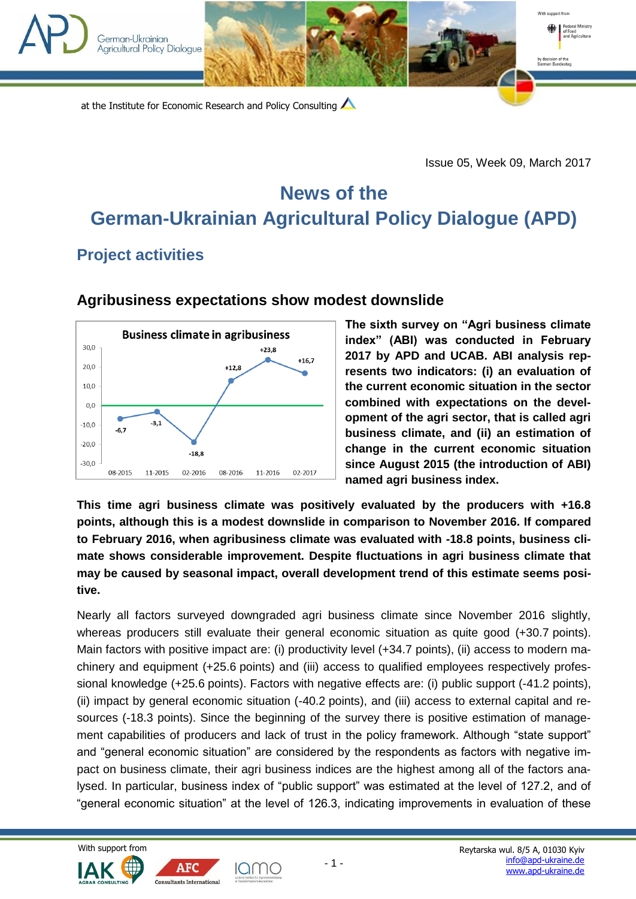at the Institute for Economic Research and Policy Consulting

Issue 05, Week 09, March 2017

# News of the German-Ukrainian Agricultural Policy Dialogue (APD)

## Project activities

### Agribusiness expectations show modest downslide

**Business climate in agribusiness**

| 08-2015 | 11-2015 | 02-2016 | 08-2016 | 11-2016 | 02-2017 |
|---|---|---|---|---|---|
| -6,7 | -3,1 | -18,8 | +12,8 | +23,8 | +16,7 |

**The sixth survey on "Agri business climate index" (ABI) was conducted in February 2017 by APD and UCAB. ABI analysis represents two indicators: (i) an evaluation of the current economic situation in the sector combined with expectations on the development of the agri sector, that is called agri business climate, and (ii) an estimation of change in the current economic situation since August 2015 (the introduction of ABI) named agri business index.**

**This time agri business climate was positively evaluated by the producers with +16.8 points, although this is a modest downslide in comparison to November 2016. If compared to February 2016, when agribusiness climate was evaluated with -18.8 points, business climate shows considerable improvement. Despite fluctuations in agri business climate that may be caused by seasonal impact, overall development trend of this estimate seems positive.**

Nearly all factors surveyed downgraded agri business climate since November 2016 slightly, whereas producers still evaluate their general economic situation as quite good (+30.7 points). Main factors with positive impact are: (i) productivity level (+34.7 points), (ii) access to modern machinery and equipment (+25.6 points) and (iii) access to qualified employees respectively professional knowledge (+25.6 points). Factors with negative effects are: (i) public support (-41.2 points), (ii) impact by general economic situation (-40.2 points), and (iii) access to external capital and resources (-18.3 points). Since the beginning of the survey there is positive estimation of management capabilities of producers and lack of trust in the policy framework. Although "state support" and "general economic situation" are considered by the respondents as factors with negative impact on business climate, their agri business indices are the highest among all of the factors analysed. In particular, business index of "public support" was estimated at the level of 127.2, and of "general economic situation" at the level of 126.3, indicating improvements in evaluation of these

With support from

Reytarska wul. 8/5 A, 01030 Kyiv
info@apd-ukraine.de
www.apd-ukraine.de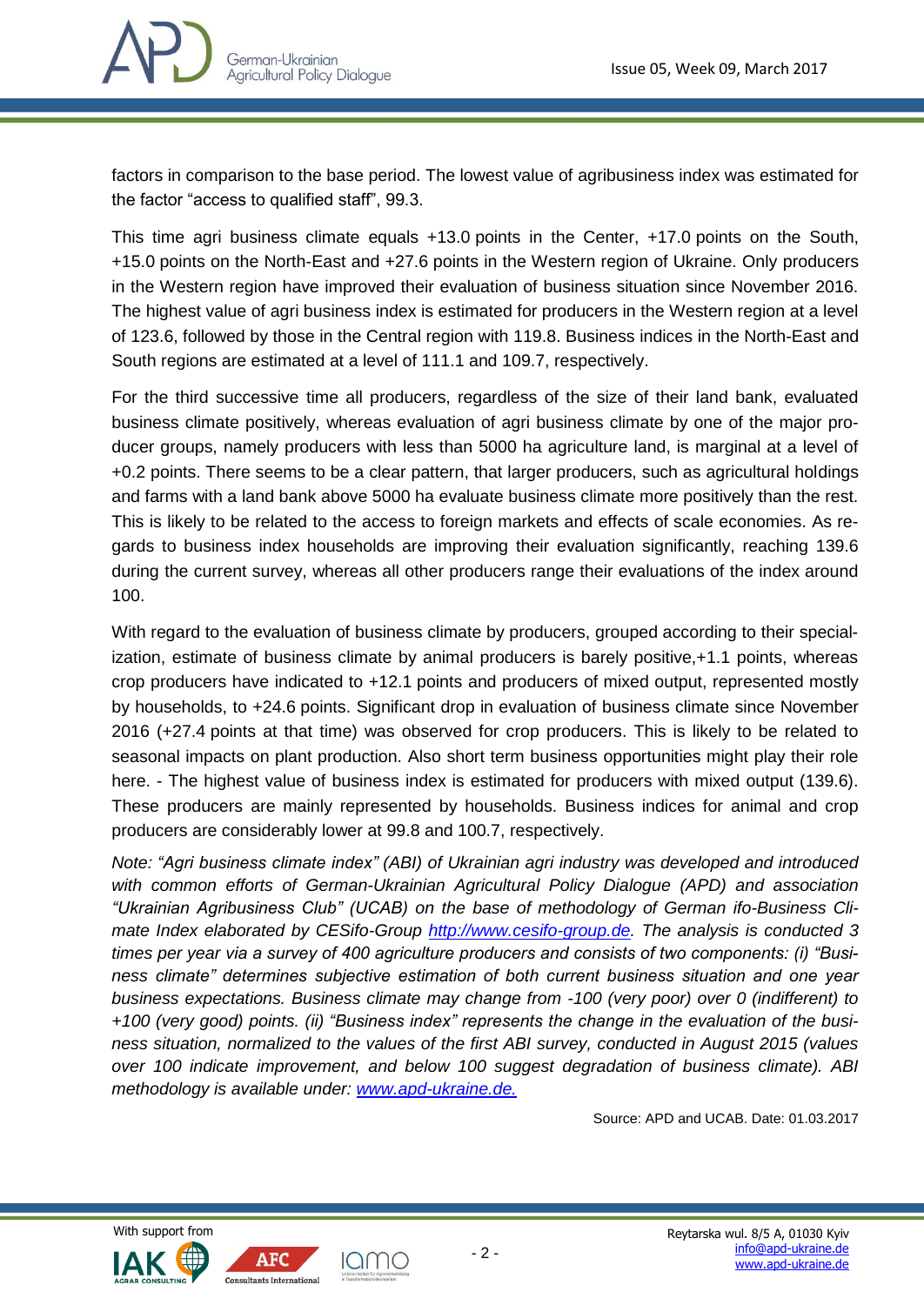factors in comparison to the base period. The lowest value of agribusiness index was estimated for the factor “access to qualified staff”, 99.3.

This time agri business climate equals +13.0 points in the Center, +17.0 points on the South, +15.0 points on the North-East and +27.6 points in the Western region of Ukraine. Only producers in the Western region have improved their evaluation of business situation since November 2016. The highest value of agri business index is estimated for producers in the Western region at a level of 123.6, followed by those in the Central region with 119.8. Business indices in the North-East and South regions are estimated at a level of 111.1 and 109.7, respectively.

For the third successive time all producers, regardless of the size of their land bank, evaluated business climate positively, whereas evaluation of agri business climate by one of the major producer groups, namely producers with less than 5000 ha agriculture land, is marginal at a level of +0.2 points. There seems to be a clear pattern, that larger producers, such as agricultural holdings and farms with a land bank above 5000 ha evaluate business climate more positively than the rest. This is likely to be related to the access to foreign markets and effects of scale economies. As regards to business index households are improving their evaluation significantly, reaching 139.6 during the current survey, whereas all other producers range their evaluations of the index around 100.

With regard to the evaluation of business climate by producers, grouped according to their specialization, estimate of business climate by animal producers is barely positive,+1.1 points, whereas crop producers have indicated to +12.1 points and producers of mixed output, represented mostly by households, to +24.6 points. Significant drop in evaluation of business climate since November 2016 (+27.4 points at that time) was observed for crop producers. This is likely to be related to seasonal impacts on plant production. Also short term business opportunities might play their role here. - The highest value of business index is estimated for producers with mixed output (139.6). These producers are mainly represented by households. Business indices for animal and crop producers are considerably lower at 99.8 and 100.7, respectively.

*Note: “Agri business climate index” (ABI) of Ukrainian agri industry was developed and introduced with common efforts of German-Ukrainian Agricultural Policy Dialogue (APD) and association “Ukrainian Agribusiness Club” (UCAB) on the base of methodology of German ifo-Business Climate Index elaborated by CESifo-Group [http://www.cesifo-group.de](http://www.cesifo-group.de). The analysis is conducted 3 times per year via a survey of 400 agriculture producers and consists of two components: (i) “Business climate” determines subjective estimation of both current business situation and one year business expectations. Business climate may change from -100 (very poor) over 0 (indifferent) to +100 (very good) points. (ii) “Business index” represents the change in the evaluation of the business situation, normalized to the values of the first ABI survey, conducted in August 2015 (values over 100 indicate improvement, and below 100 suggest degradation of business climate). ABI methodology is available under: [www.apd-ukraine.de.](http://www.apd-ukraine.de)*

Source: APD and UCAB. Date: 01.03.2017